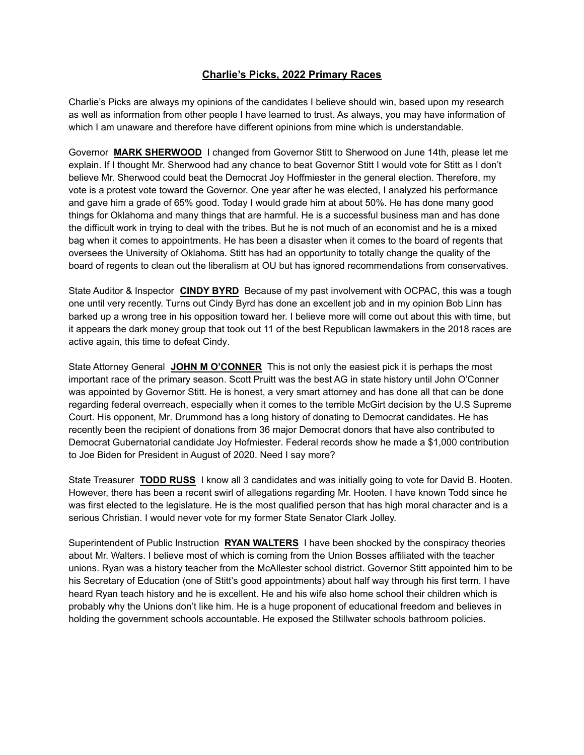# Charlie's Picks, 2022 Primary Races

Charlie's Picks are always my opinions of the candidates I believe should win, based upon my research as well as information from other people I have learned to trust. As always, you may have information of which I am unaware and therefore have different opinions from mine which is understandable.

Governor **MARK SHERWOOD** I changed from Governor Stitt to Sherwood on June 14th, please let me explain. If I thought Mr. Sherwood had any chance to beat Governor Stitt I would vote for Stitt as I don't believe Mr. Sherwood could beat the Democrat Joy Hoffmiester in the general election. Therefore, my vote is a protest vote toward the Governor. One year after he was elected, I analyzed his performance and gave him a grade of 65% good. Today I would grade him at about 50%. He has done many good things for Oklahoma and many things that are harmful. He is a successful business man and has done the difficult work in trying to deal with the tribes. But he is not much of an economist and he is a mixed bag when it comes to appointments. He has been a disaster when it comes to the board of regents that oversees the University of Oklahoma. Stitt has had an opportunity to totally change the quality of the board of regents to clean out the liberalism at OU but has ignored recommendations from conservatives.

State Auditor & Inspector **CINDY BYRD** Because of my past involvement with OCPAC, this was a tough one until very recently. Turns out Cindy Byrd has done an excellent job and in my opinion Bob Linn has barked up a wrong tree in his opposition toward her. I believe more will come out about this with time, but it appears the dark money group that took out 11 of the best Republican lawmakers in the 2018 races are active again, this time to defeat Cindy.

State Attorney General **JOHN M O'CONNER** This is not only the easiest pick it is perhaps the most important race of the primary season. Scott Pruitt was the best AG in state history until John O'Conner was appointed by Governor Stitt. He is honest, a very smart attorney and has done all that can be done regarding federal overreach, especially when it comes to the terrible McGirt decision by the U.S Supreme Court. His opponent, Mr. Drummond has a long history of donating to Democrat candidates. He has recently been the recipient of donations from 36 major Democrat donors that have also contributed to Democrat Gubernatorial candidate Joy Hofmiester. Federal records show he made a $1,000 contribution to Joe Biden for President in August of 2020. Need I say more?

State Treasurer **TODD RUSS** I know all 3 candidates and was initially going to vote for David B. Hooten. However, there has been a recent swirl of allegations regarding Mr. Hooten. I have known Todd since he was first elected to the legislature. He is the most qualified person that has high moral character and is a serious Christian. I would never vote for my former State Senator Clark Jolley.

Superintendent of Public Instruction **RYAN WALTERS** I have been shocked by the conspiracy theories about Mr. Walters. I believe most of which is coming from the Union Bosses affiliated with the teacher unions. Ryan was a history teacher from the McAllester school district. Governor Stitt appointed him to be his Secretary of Education (one of Stitt's good appointments) about half way through his first term. I have heard Ryan teach history and he is excellent. He and his wife also home school their children which is probably why the Unions don't like him. He is a huge proponent of educational freedom and believes in holding the government schools accountable. He exposed the Stillwater schools bathroom policies.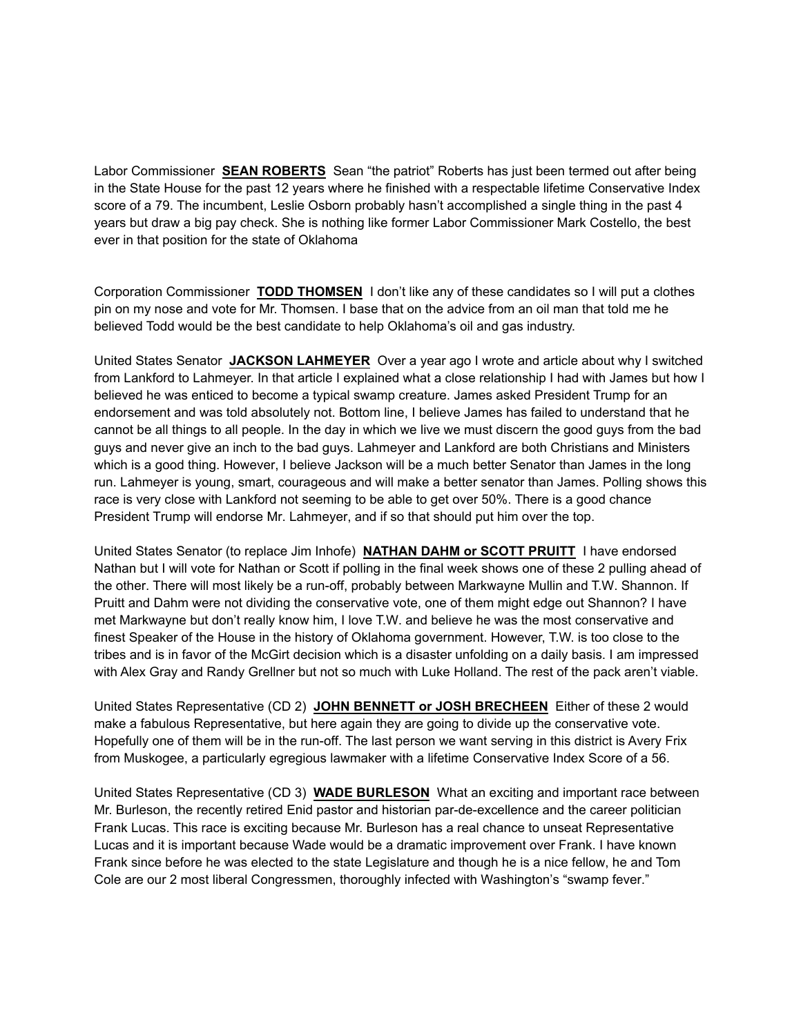Labor Commissioner **SEAN ROBERTS** Sean "the patriot" Roberts has just been termed out after being in the State House for the past 12 years where he finished with a respectable lifetime Conservative Index score of a 79. The incumbent, Leslie Osborn probably hasn't accomplished a single thing in the past 4 years but draw a big pay check. She is nothing like former Labor Commissioner Mark Costello, the best ever in that position for the state of Oklahoma

Corporation Commissioner **TODD THOMSEN** I don't like any of these candidates so I will put a clothes pin on my nose and vote for Mr. Thomsen. I base that on the advice from an oil man that told me he believed Todd would be the best candidate to help Oklahoma's oil and gas industry.

United States Senator **JACKSON LAHMEYER** Over a year ago I wrote and article about why I switched from Lankford to Lahmeyer. In that article I explained what a close relationship I had with James but how I believed he was enticed to become a typical swamp creature. James asked President Trump for an endorsement and was told absolutely not. Bottom line, I believe James has failed to understand that he cannot be all things to all people. In the day in which we live we must discern the good guys from the bad guys and never give an inch to the bad guys. Lahmeyer and Lankford are both Christians and Ministers which is a good thing. However, I believe Jackson will be a much better Senator than James in the long run. Lahmeyer is young, smart, courageous and will make a better senator than James. Polling shows this race is very close with Lankford not seeming to be able to get over 50%. There is a good chance President Trump will endorse Mr. Lahmeyer, and if so that should put him over the top.

United States Senator (to replace Jim Inhofe) **NATHAN DAHM or SCOTT PRUITT** I have endorsed Nathan but I will vote for Nathan or Scott if polling in the final week shows one of these 2 pulling ahead of the other. There will most likely be a run-off, probably between Markwayne Mullin and T.W. Shannon. If Pruitt and Dahm were not dividing the conservative vote, one of them might edge out Shannon? I have met Markwayne but don't really know him, I love T.W. and believe he was the most conservative and finest Speaker of the House in the history of Oklahoma government. However, T.W. is too close to the tribes and is in favor of the McGirt decision which is a disaster unfolding on a daily basis. I am impressed with Alex Gray and Randy Grellner but not so much with Luke Holland. The rest of the pack aren't viable.

United States Representative (CD 2) **JOHN BENNETT or JOSH BRECHEEN** Either of these 2 would make a fabulous Representative, but here again they are going to divide up the conservative vote. Hopefully one of them will be in the run-off. The last person we want serving in this district is Avery Frix from Muskogee, a particularly egregious lawmaker with a lifetime Conservative Index Score of a 56.

United States Representative (CD 3) **WADE BURLESON** What an exciting and important race between Mr. Burleson, the recently retired Enid pastor and historian par-de-excellence and the career politician Frank Lucas. This race is exciting because Mr. Burleson has a real chance to unseat Representative Lucas and it is important because Wade would be a dramatic improvement over Frank. I have known Frank since before he was elected to the state Legislature and though he is a nice fellow, he and Tom Cole are our 2 most liberal Congressmen, thoroughly infected with Washington's "swamp fever."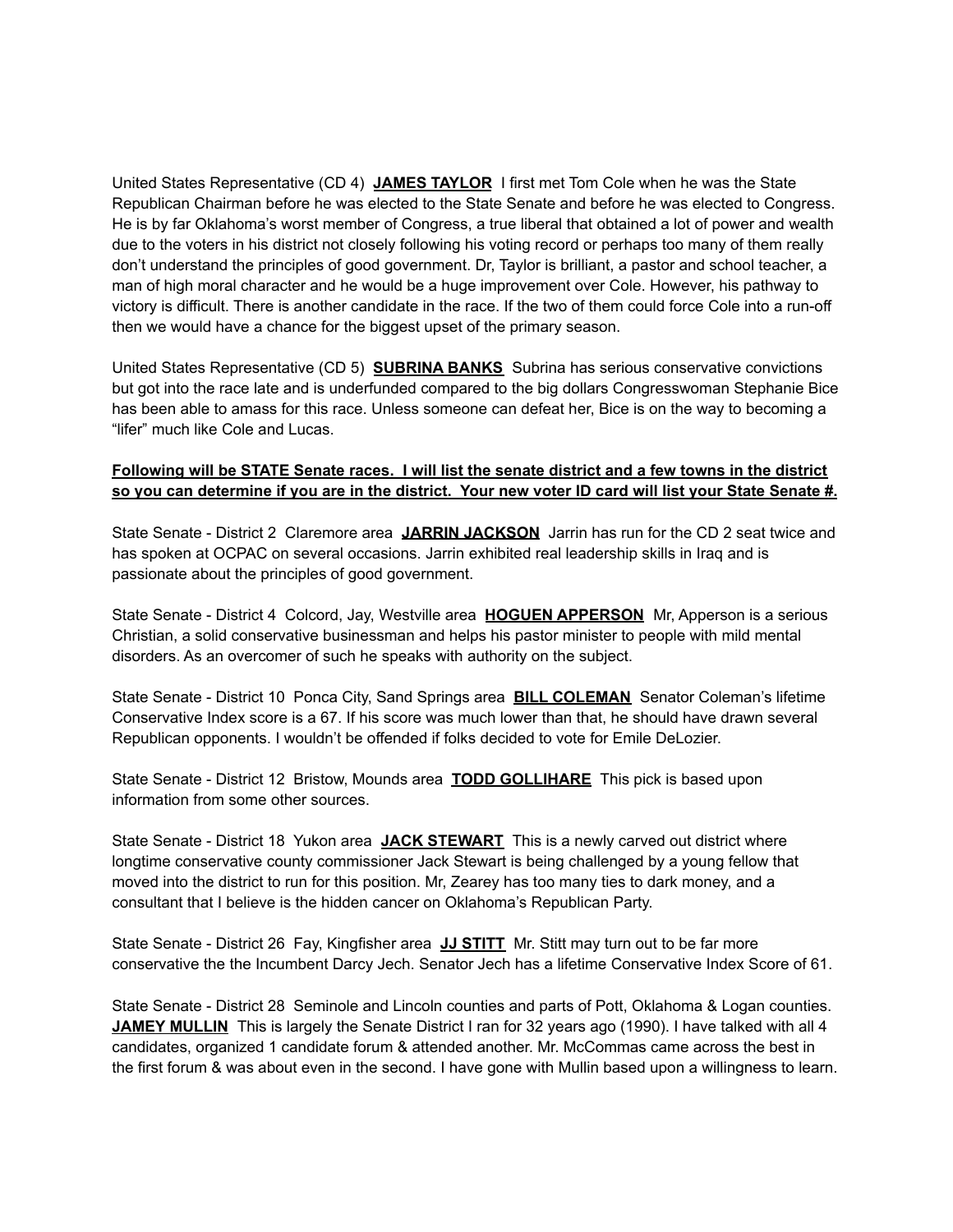United States Representative (CD 4) **JAMES TAYLOR** I first met Tom Cole when he was the State Republican Chairman before he was elected to the State Senate and before he was elected to Congress. He is by far Oklahoma's worst member of Congress, a true liberal that obtained a lot of power and wealth due to the voters in his district not closely following his voting record or perhaps too many of them really don't understand the principles of good government. Dr, Taylor is brilliant, a pastor and school teacher, a man of high moral character and he would be a huge improvement over Cole. However, his pathway to victory is difficult. There is another candidate in the race. If the two of them could force Cole into a run-off then we would have a chance for the biggest upset of the primary season.

United States Representative (CD 5) **SUBRINA BANKS** Subrina has serious conservative convictions but got into the race late and is underfunded compared to the big dollars Congresswoman Stephanie Bice has been able to amass for this race. Unless someone can defeat her, Bice is on the way to becoming a "lifer" much like Cole and Lucas.

**Following will be STATE Senate races. I will list the senate district and a few towns in the district so you can determine if you are in the district. Your new voter ID card will list your State Senate #.**

State Senate - District 2 Claremore area **JARRIN JACKSON** Jarrin has run for the CD 2 seat twice and has spoken at OCPAC on several occasions. Jarrin exhibited real leadership skills in Iraq and is passionate about the principles of good government.

State Senate - District 4 Colcord, Jay, Westville area **HOGUEN APPERSON** Mr, Apperson is a serious Christian, a solid conservative businessman and helps his pastor minister to people with mild mental disorders. As an overcomer of such he speaks with authority on the subject.

State Senate - District 10 Ponca City, Sand Springs area **BILL COLEMAN** Senator Coleman's lifetime Conservative Index score is a 67. If his score was much lower than that, he should have drawn several Republican opponents. I wouldn't be offended if folks decided to vote for Emile DeLozier.

State Senate - District 12 Bristow, Mounds area **TODD GOLLIHARE** This pick is based upon information from some other sources.

State Senate - District 18 Yukon area **JACK STEWART** This is a newly carved out district where longtime conservative county commissioner Jack Stewart is being challenged by a young fellow that moved into the district to run for this position. Mr, Zearey has too many ties to dark money, and a consultant that I believe is the hidden cancer on Oklahoma's Republican Party.

State Senate - District 26 Fay, Kingfisher area **JJ STITT** Mr. Stitt may turn out to be far more conservative the the Incumbent Darcy Jech. Senator Jech has a lifetime Conservative Index Score of 61.

State Senate - District 28 Seminole and Lincoln counties and parts of Pott, Oklahoma & Logan counties. **JAMEY MULLIN** This is largely the Senate District I ran for 32 years ago (1990). I have talked with all 4 candidates, organized 1 candidate forum & attended another. Mr. McCommas came across the best in the first forum & was about even in the second. I have gone with Mullin based upon a willingness to learn.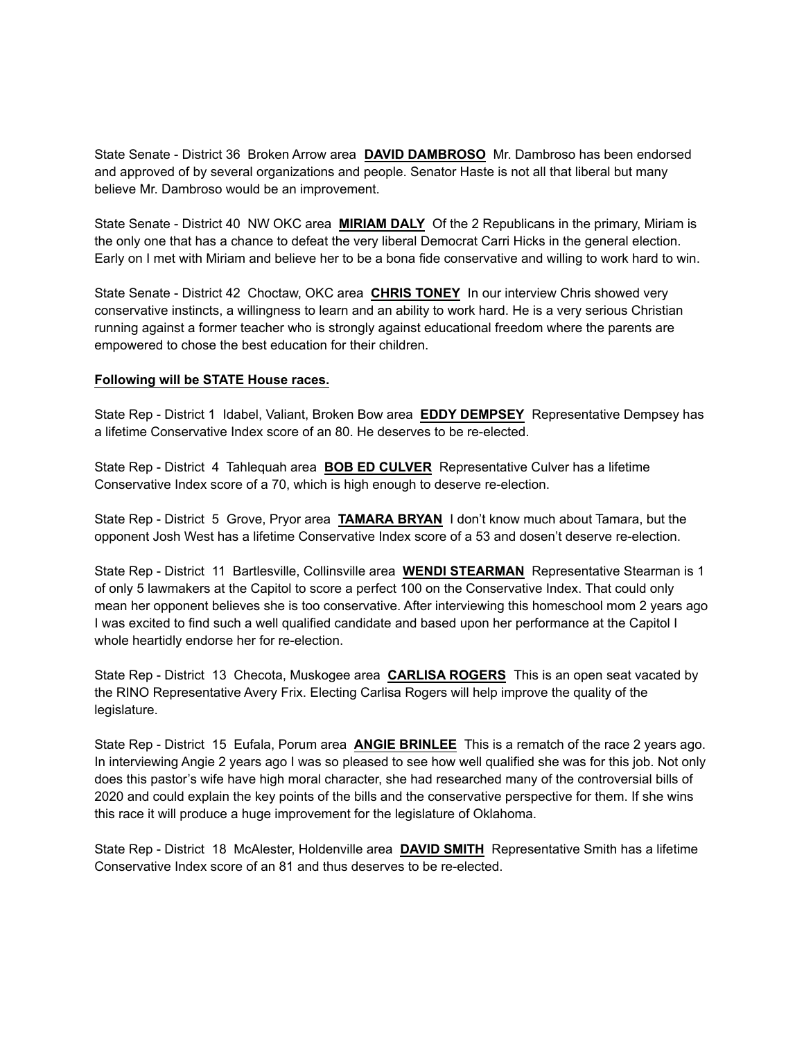State Senate - District 36  Broken Arrow area  **DAVID DAMBROSO**  Mr. Dambroso has been endorsed and approved of by several organizations and people. Senator Haste is not all that liberal but many believe Mr. Dambroso would be an improvement.

State Senate - District 40  NW OKC area  **MIRIAM DALY**  Of the 2 Republicans in the primary, Miriam is the only one that has a chance to defeat the very liberal Democrat Carri Hicks in the general election. Early on I met with Miriam and believe her to be a bona fide conservative and willing to work hard to win.

State Senate - District 42  Choctaw, OKC area  **CHRIS TONEY**  In our interview Chris showed very conservative instincts, a willingness to learn and an ability to work hard. He is a very serious Christian running against a former teacher who is strongly against educational freedom where the parents are empowered to chose the best education for their children.

**Following will be STATE House races.**

State Rep - District 1  Idabel, Valiant, Broken Bow area  **EDDY DEMPSEY**  Representative Dempsey has a lifetime Conservative Index score of an 80. He deserves to be re-elected.

State Rep - District 4  Tahlequah area  **BOB ED CULVER**  Representative Culver has a lifetime Conservative Index score of a 70, which is high enough to deserve re-election.

State Rep - District 5  Grove, Pryor area  **TAMARA BRYAN**  I don't know much about Tamara, but the opponent Josh West has a lifetime Conservative Index score of a 53 and dosen't deserve re-election.

State Rep - District 11  Bartlesville, Collinsville area  **WENDI STEARMAN**  Representative Stearman is 1 of only 5 lawmakers at the Capitol to score a perfect 100 on the Conservative Index. That could only mean her opponent believes she is too conservative. After interviewing this homeschool mom 2 years ago I was excited to find such a well qualified candidate and based upon her performance at the Capitol I whole heartidly endorse her for re-election.

State Rep - District 13  Checota, Muskogee area  **CARLISA ROGERS**  This is an open seat vacated by the RINO Representative Avery Frix. Electing Carlisa Rogers will help improve the quality of the legislature.

State Rep - District 15  Eufala, Porum area  **ANGIE BRINLEE**  This is a rematch of the race 2 years ago. In interviewing Angie 2 years ago I was so pleased to see how well qualified she was for this job. Not only does this pastor's wife have high moral character, she had researched many of the controversial bills of 2020 and could explain the key points of the bills and the conservative perspective for them. If she wins this race it will produce a huge improvement for the legislature of Oklahoma.

State Rep - District 18  McAlester, Holdenville area  **DAVID SMITH**  Representative Smith has a lifetime Conservative Index score of an 81 and thus deserves to be re-elected.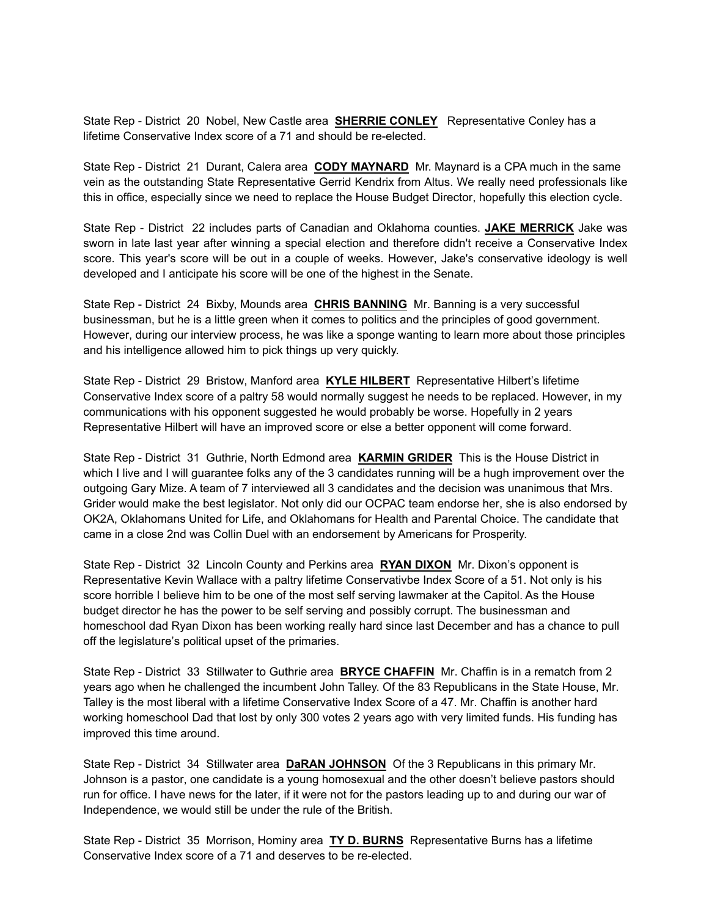State Rep - District 20 Nobel, New Castle area **SHERRIE CONLEY** Representative Conley has a lifetime Conservative Index score of a 71 and should be re-elected.

State Rep - District 21 Durant, Calera area **CODY MAYNARD** Mr. Maynard is a CPA much in the same vein as the outstanding State Representative Gerrid Kendrix from Altus. We really need professionals like this in office, especially since we need to replace the House Budget Director, hopefully this election cycle.

State Rep - District 22 includes parts of Canadian and Oklahoma counties. **JAKE MERRICK** Jake was sworn in late last year after winning a special election and therefore didn't receive a Conservative Index score. This year's score will be out in a couple of weeks. However, Jake's conservative ideology is well developed and I anticipate his score will be one of the highest in the Senate.

State Rep - District 24 Bixby, Mounds area **CHRIS BANNING** Mr. Banning is a very successful businessman, but he is a little green when it comes to politics and the principles of good government. However, during our interview process, he was like a sponge wanting to learn more about those principles and his intelligence allowed him to pick things up very quickly.

State Rep - District 29 Bristow, Manford area **KYLE HILBERT** Representative Hilbert's lifetime Conservative Index score of a paltry 58 would normally suggest he needs to be replaced. However, in my communications with his opponent suggested he would probably be worse. Hopefully in 2 years Representative Hilbert will have an improved score or else a better opponent will come forward.

State Rep - District 31 Guthrie, North Edmond area **KARMIN GRIDER** This is the House District in which I live and I will guarantee folks any of the 3 candidates running will be a hugh improvement over the outgoing Gary Mize. A team of 7 interviewed all 3 candidates and the decision was unanimous that Mrs. Grider would make the best legislator. Not only did our OCPAC team endorse her, she is also endorsed by OK2A, Oklahomans United for Life, and Oklahomans for Health and Parental Choice. The candidate that came in a close 2nd was Collin Duel with an endorsement by Americans for Prosperity.

State Rep - District 32 Lincoln County and Perkins area **RYAN DIXON** Mr. Dixon's opponent is Representative Kevin Wallace with a paltry lifetime Conservativbe Index Score of a 51. Not only is his score horrible I believe him to be one of the most self serving lawmaker at the Capitol. As the House budget director he has the power to be self serving and possibly corrupt. The businessman and homeschool dad Ryan Dixon has been working really hard since last December and has a chance to pull off the legislature's political upset of the primaries.

State Rep - District 33 Stillwater to Guthrie area **BRYCE CHAFFIN** Mr. Chaffin is in a rematch from 2 years ago when he challenged the incumbent John Talley. Of the 83 Republicans in the State House, Mr. Talley is the most liberal with a lifetime Conservative Index Score of a 47. Mr. Chaffin is another hard working homeschool Dad that lost by only 300 votes 2 years ago with very limited funds. His funding has improved this time around.

State Rep - District 34 Stillwater area **DaRAN JOHNSON** Of the 3 Republicans in this primary Mr. Johnson is a pastor, one candidate is a young homosexual and the other doesn't believe pastors should run for office. I have news for the later, if it were not for the pastors leading up to and during our war of Independence, we would still be under the rule of the British.

State Rep - District 35 Morrison, Hominy area **TY D. BURNS** Representative Burns has a lifetime Conservative Index score of a 71 and deserves to be re-elected.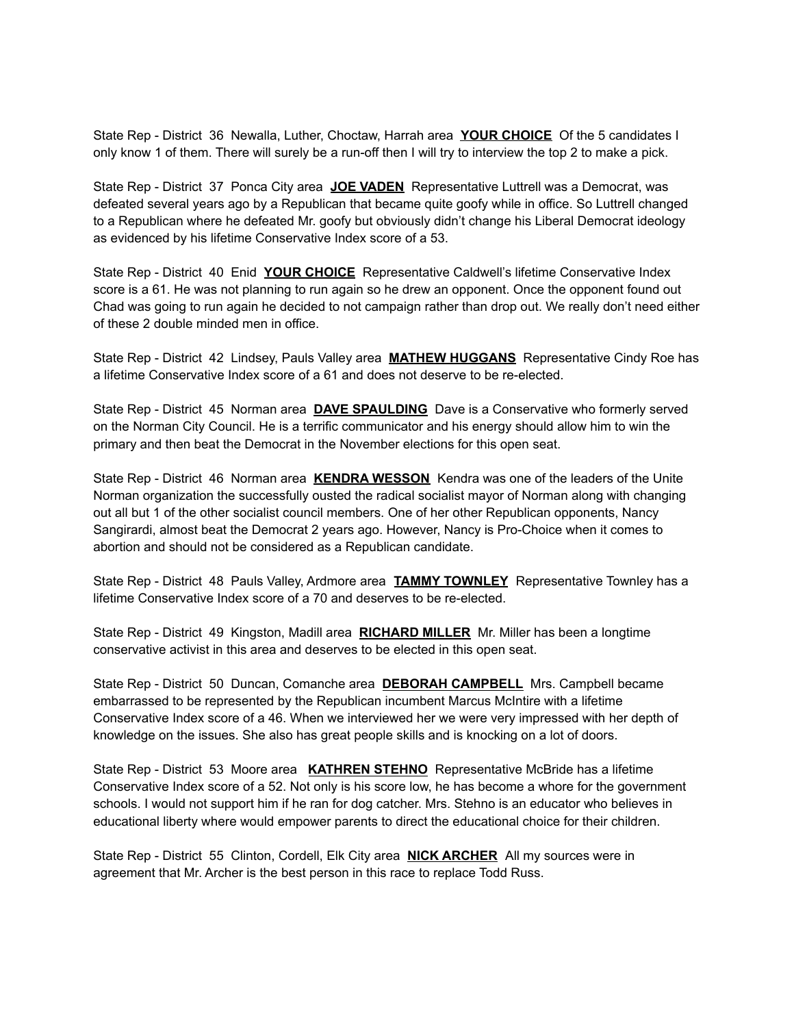State Rep - District 36 Newalla, Luther, Choctaw, Harrah area **YOUR CHOICE** Of the 5 candidates I only know 1 of them. There will surely be a run-off then I will try to interview the top 2 to make a pick.

State Rep - District 37 Ponca City area **JOE VADEN** Representative Luttrell was a Democrat, was defeated several years ago by a Republican that became quite goofy while in office. So Luttrell changed to a Republican where he defeated Mr. goofy but obviously didn't change his Liberal Democrat ideology as evidenced by his lifetime Conservative Index score of a 53.

State Rep - District 40 Enid **YOUR CHOICE** Representative Caldwell's lifetime Conservative Index score is a 61. He was not planning to run again so he drew an opponent. Once the opponent found out Chad was going to run again he decided to not campaign rather than drop out. We really don't need either of these 2 double minded men in office.

State Rep - District 42 Lindsey, Pauls Valley area **MATHEW HUGGANS** Representative Cindy Roe has a lifetime Conservative Index score of a 61 and does not deserve to be re-elected.

State Rep - District 45 Norman area **DAVE SPAULDING** Dave is a Conservative who formerly served on the Norman City Council. He is a terrific communicator and his energy should allow him to win the primary and then beat the Democrat in the November elections for this open seat.

State Rep - District 46 Norman area **KENDRA WESSON** Kendra was one of the leaders of the Unite Norman organization the successfully ousted the radical socialist mayor of Norman along with changing out all but 1 of the other socialist council members. One of her other Republican opponents, Nancy Sangirardi, almost beat the Democrat 2 years ago. However, Nancy is Pro-Choice when it comes to abortion and should not be considered as a Republican candidate.

State Rep - District 48 Pauls Valley, Ardmore area **TAMMY TOWNLEY** Representative Townley has a lifetime Conservative Index score of a 70 and deserves to be re-elected.

State Rep - District 49 Kingston, Madill area **RICHARD MILLER** Mr. Miller has been a longtime conservative activist in this area and deserves to be elected in this open seat.

State Rep - District 50 Duncan, Comanche area **DEBORAH CAMPBELL** Mrs. Campbell became embarrassed to be represented by the Republican incumbent Marcus McIntire with a lifetime Conservative Index score of a 46. When we interviewed her we were very impressed with her depth of knowledge on the issues. She also has great people skills and is knocking on a lot of doors.

State Rep - District 53 Moore area **KATHREN STEHNO** Representative McBride has a lifetime Conservative Index score of a 52. Not only is his score low, he has become a whore for the government schools. I would not support him if he ran for dog catcher. Mrs. Stehno is an educator who believes in educational liberty where would empower parents to direct the educational choice for their children.

State Rep - District 55 Clinton, Cordell, Elk City area **NICK ARCHER** All my sources were in agreement that Mr. Archer is the best person in this race to replace Todd Russ.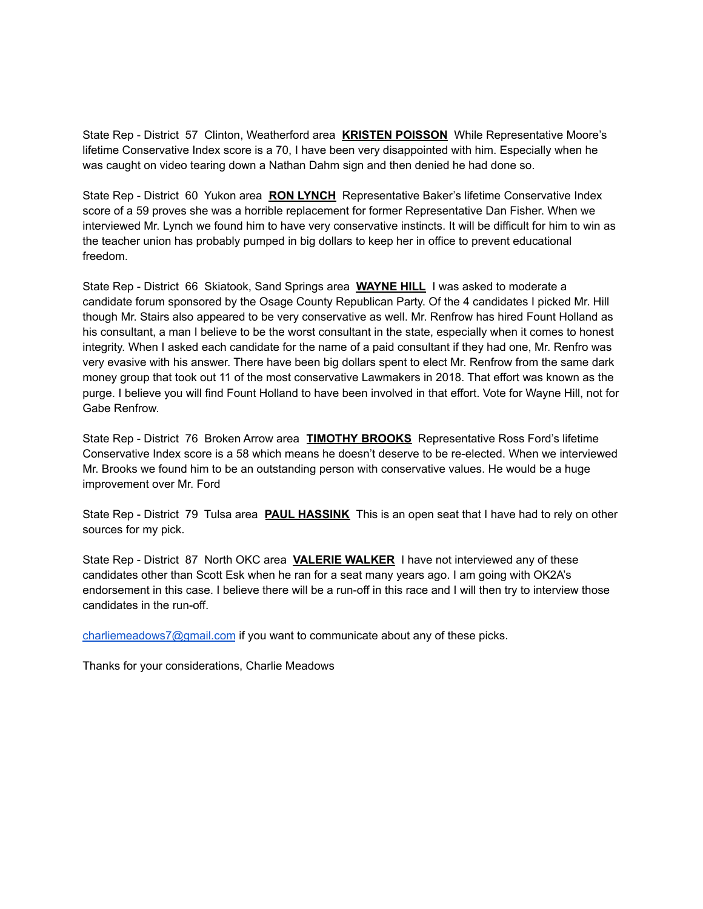State Rep - District 57 Clinton, Weatherford area **KRISTEN POISSON** While Representative Moore's lifetime Conservative Index score is a 70, I have been very disappointed with him. Especially when he was caught on video tearing down a Nathan Dahm sign and then denied he had done so.

State Rep - District 60 Yukon area **RON LYNCH** Representative Baker's lifetime Conservative Index score of a 59 proves she was a horrible replacement for former Representative Dan Fisher. When we interviewed Mr. Lynch we found him to have very conservative instincts. It will be difficult for him to win as the teacher union has probably pumped in big dollars to keep her in office to prevent educational freedom.

State Rep - District 66 Skiatook, Sand Springs area **WAYNE HILL** I was asked to moderate a candidate forum sponsored by the Osage County Republican Party. Of the 4 candidates I picked Mr. Hill though Mr. Stairs also appeared to be very conservative as well. Mr. Renfrow has hired Fount Holland as his consultant, a man I believe to be the worst consultant in the state, especially when it comes to honest integrity. When I asked each candidate for the name of a paid consultant if they had one, Mr. Renfro was very evasive with his answer. There have been big dollars spent to elect Mr. Renfrow from the same dark money group that took out 11 of the most conservative Lawmakers in 2018. That effort was known as the purge. I believe you will find Fount Holland to have been involved in that effort. Vote for Wayne Hill, not for Gabe Renfrow.

State Rep - District 76 Broken Arrow area **TIMOTHY BROOKS** Representative Ross Ford's lifetime Conservative Index score is a 58 which means he doesn't deserve to be re-elected. When we interviewed Mr. Brooks we found him to be an outstanding person with conservative values. He would be a huge improvement over Mr. Ford

State Rep - District 79 Tulsa area **PAUL HASSINK** This is an open seat that I have had to rely on other sources for my pick.

State Rep - District 87 North OKC area **VALERIE WALKER** I have not interviewed any of these candidates other than Scott Esk when he ran for a seat many years ago. I am going with OK2A's endorsement in this case. I believe there will be a run-off in this race and I will then try to interview those candidates in the run-off.

charliemeadows7@gmail.com if you want to communicate about any of these picks.

Thanks for your considerations, Charlie Meadows